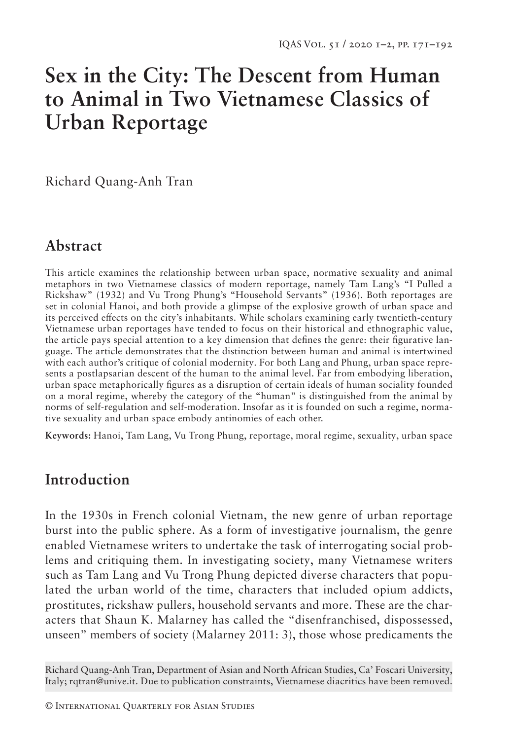# Sex in the City: The Descent from Human to Animal in Two Vietnamese Classics of Urban Reportage

Richard Quang-Anh Tran

## Abstract

This article examines the relationship between urban space, normative sexuality and animal metaphors in two Vietnamese classics of modern reportage, namely Tam Lang's "I Pulled a Rickshaw" (1932) and Vu Trong Phung's "Household Servants" (1936). Both reportages are set in colonial Hanoi, and both provide a glimpse of the explosive growth of urban space and its perceived effects on the city's inhabitants. While scholars examining early twentieth-century Vietnamese urban reportages have tended to focus on their historical and ethnographic value, the article pays special attention to a key dimension that defines the genre: their figurative language. The article demonstrates that the distinction between human and animal is intertwined with each author's critique of colonial modernity. For both Lang and Phung, urban space represents a postlapsarian descent of the human to the animal level. Far from embodying liberation, urban space metaphorically figures as a disruption of certain ideals of human sociality founded on a moral regime, whereby the category of the "human" is distinguished from the animal by norms of self-regulation and self-moderation. Insofar as it is founded on such a regime, normative sexuality and urban space embody antinomies of each other.

**Keywords:** Hanoi, Tam Lang, Vu Trong Phung, reportage, moral regime, sexuality, urban space

## Introduction

In the 1930s in French colonial Vietnam, the new genre of urban reportage burst into the public sphere. As a form of investigative journalism, the genre enabled Vietnamese writers to undertake the task of interrogating social problems and critiquing them. In investigating society, many Vietnamese writers such as Tam Lang and Vu Trong Phung depicted diverse characters that populated the urban world of the time, characters that included opium addicts, prostitutes, rickshaw pullers, household servants and more. These are the characters that Shaun K. Malarney has called the "disenfranchised, dispossessed, unseen" members of society (Malarney 2011: 3), those whose predicaments the

Richard Quang-Anh Tran, Department of Asian and North African Studies, Ca' Foscari University, Italy; rqtran@unive.it. Due to publication constraints, Vietnamese diacritics have been removed.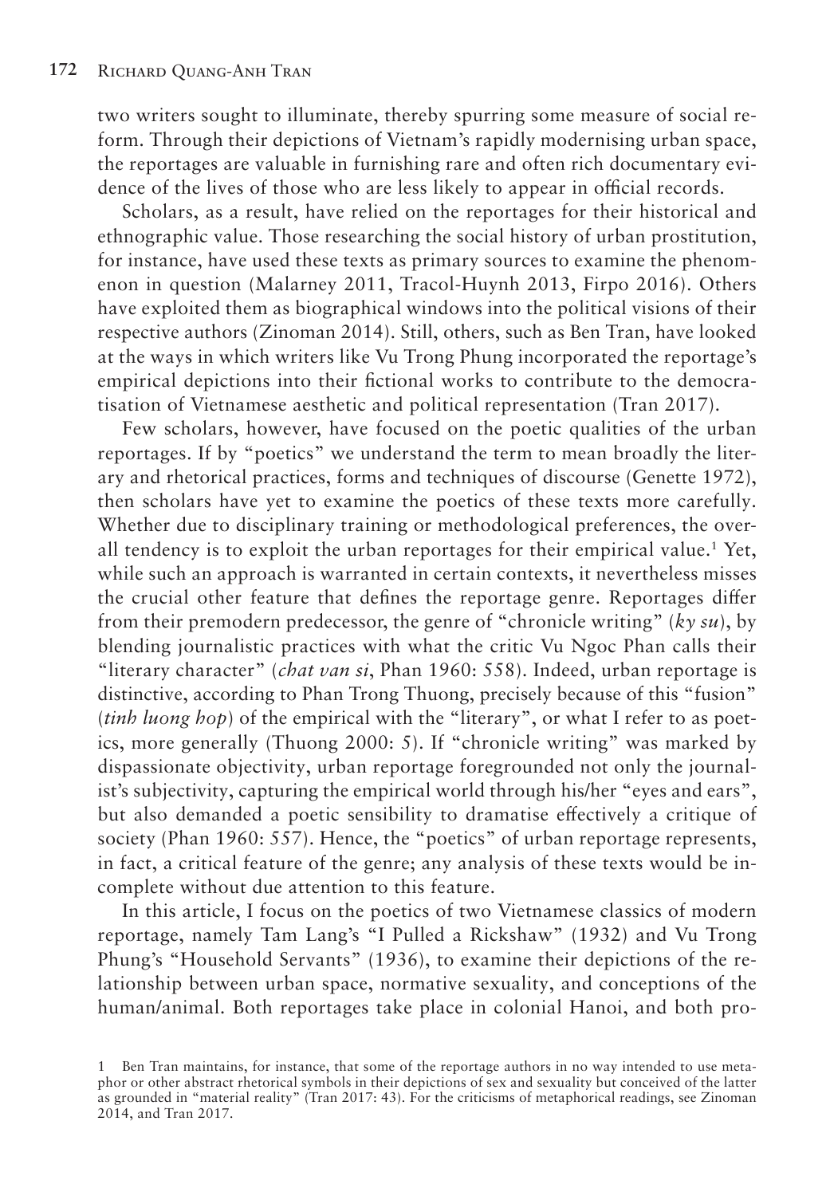two writers sought to illuminate, thereby spurring some measure of social reform. Through their depictions of Vietnam's rapidly modernising urban space, the reportages are valuable in furnishing rare and often rich documentary evidence of the lives of those who are less likely to appear in official records.

Scholars, as a result, have relied on the reportages for their historical and ethnographic value. Those researching the social history of urban prostitution, for instance, have used these texts as primary sources to examine the phenomenon in question (Malarney 2011, Tracol-Huynh 2013, Firpo 2016). Others have exploited them as biographical windows into the political visions of their respective authors (Zinoman 2014). Still, others, such as Ben Tran, have looked at the ways in which writers like Vu Trong Phung incorporated the reportage's empirical depictions into their fictional works to contribute to the democratisation of Vietnamese aesthetic and political representation (Tran 2017).

Few scholars, however, have focused on the poetic qualities of the urban reportages. If by "poetics" we understand the term to mean broadly the literary and rhetorical practices, forms and techniques of discourse (Genette 1972), then scholars have yet to examine the poetics of these texts more carefully. Whether due to disciplinary training or methodological preferences, the overall tendency is to exploit the urban reportages for their empirical value.[1] Yet, while such an approach is warranted in certain contexts, it nevertheless misses the crucial other feature that defines the reportage genre. Reportages differ from their premodern predecessor, the genre of "chronicle writing" (*ky su*), by blending journalistic practices with what the critic Vu Ngoc Phan calls their "literary character" (*chat van si*, Phan 1960: 558). Indeed, urban reportage is distinctive, according to Phan Trong Thuong, precisely because of this "fusion" (*tinh luong hop*) of the empirical with the "literary", or what I refer to as poetics, more generally (Thuong 2000: 5). If "chronicle writing" was marked by dispassionate objectivity, urban reportage foregrounded not only the journalist's subjectivity, capturing the empirical world through his/her "eyes and ears", but also demanded a poetic sensibility to dramatise effectively a critique of society (Phan 1960: 557). Hence, the "poetics" of urban reportage represents, in fact, a critical feature of the genre; any analysis of these texts would be incomplete without due attention to this feature.

In this article, I focus on the poetics of two Vietnamese classics of modern reportage, namely Tam Lang's "I Pulled a Rickshaw" (1932) and Vu Trong Phung's "Household Servants" (1936), to examine their depictions of the relationship between urban space, normative sexuality, and conceptions of the human/animal. Both reportages take place in colonial Hanoi, and both pro-

[1] Ben Tran maintains, for instance, that some of the reportage authors in no way intended to use metaphor or other abstract rhetorical symbols in their depictions of sex and sexuality but conceived of the latter as grounded in "material reality" (Tran 2017: 43). For the criticisms of metaphorical readings, see Zinoman 2014, and Tran 2017.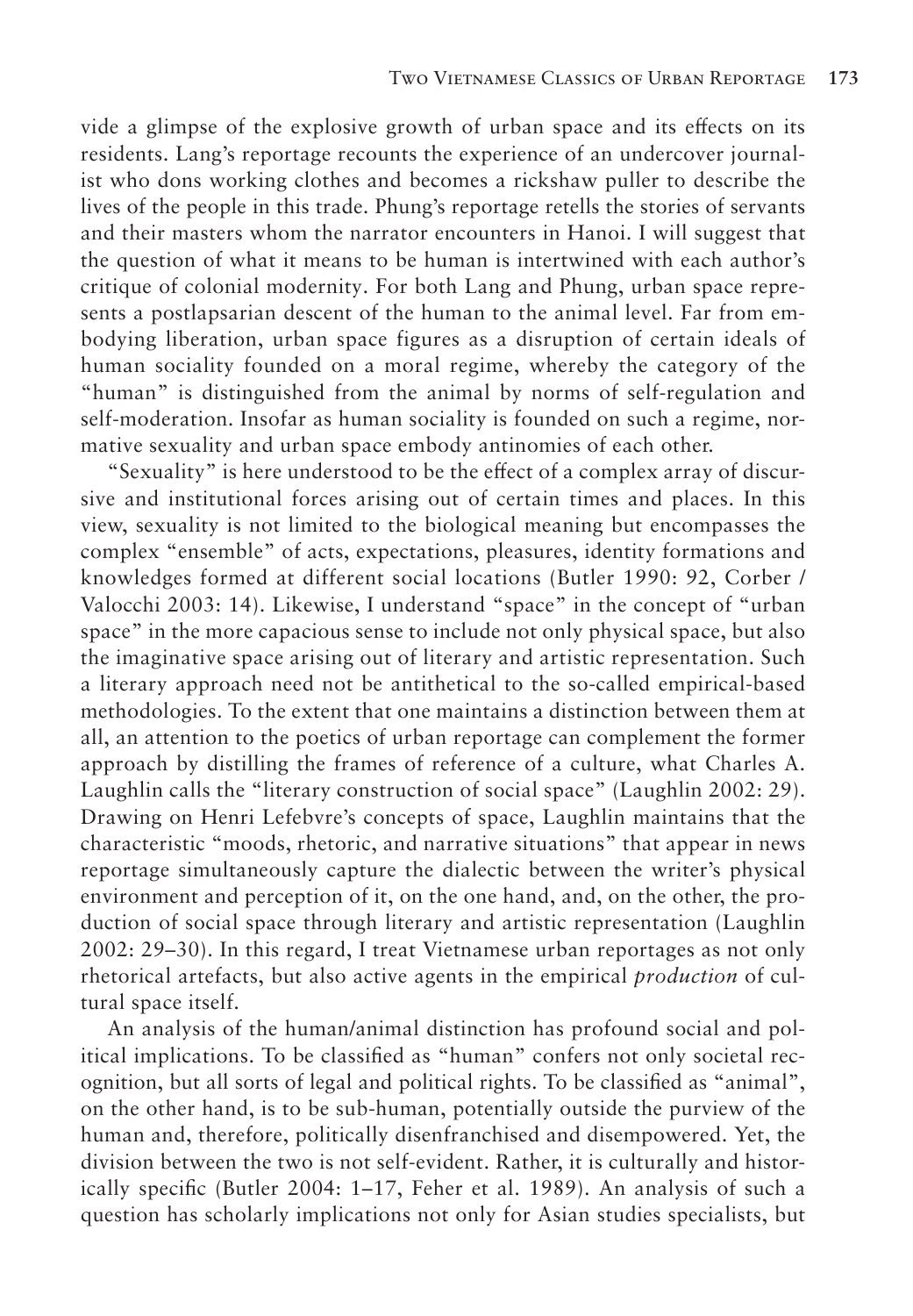vide a glimpse of the explosive growth of urban space and its effects on its residents. Lang's reportage recounts the experience of an undercover journalist who dons working clothes and becomes a rickshaw puller to describe the lives of the people in this trade. Phung's reportage retells the stories of servants and their masters whom the narrator encounters in Hanoi. I will suggest that the question of what it means to be human is intertwined with each author's critique of colonial modernity. For both Lang and Phung, urban space represents a postlapsarian descent of the human to the animal level. Far from embodying liberation, urban space figures as a disruption of certain ideals of human sociality founded on a moral regime, whereby the category of the "human" is distinguished from the animal by norms of self-regulation and self-moderation. Insofar as human sociality is founded on such a regime, normative sexuality and urban space embody antinomies of each other.

"Sexuality" is here understood to be the effect of a complex array of discursive and institutional forces arising out of certain times and places. In this view, sexuality is not limited to the biological meaning but encompasses the complex "ensemble" of acts, expectations, pleasures, identity formations and knowledges formed at different social locations (Butler 1990: 92, Corber / Valocchi 2003: 14). Likewise, I understand "space" in the concept of "urban space" in the more capacious sense to include not only physical space, but also the imaginative space arising out of literary and artistic representation. Such a literary approach need not be antithetical to the so-called empirical-based methodologies. To the extent that one maintains a distinction between them at all, an attention to the poetics of urban reportage can complement the former approach by distilling the frames of reference of a culture, what Charles A. Laughlin calls the "literary construction of social space" (Laughlin 2002: 29). Drawing on Henri Lefebvre's concepts of space, Laughlin maintains that the characteristic "moods, rhetoric, and narrative situations" that appear in news reportage simultaneously capture the dialectic between the writer's physical environment and perception of it, on the one hand, and, on the other, the production of social space through literary and artistic representation (Laughlin 2002: 29–30). In this regard, I treat Vietnamese urban reportages as not only rhetorical artefacts, but also active agents in the empirical *production* of cultural space itself.

An analysis of the human/animal distinction has profound social and political implications. To be classified as "human" confers not only societal recognition, but all sorts of legal and political rights. To be classified as "animal", on the other hand, is to be sub-human, potentially outside the purview of the human and, therefore, politically disenfranchised and disempowered. Yet, the division between the two is not self-evident. Rather, it is culturally and historically specific (Butler 2004: 1–17, Feher et al. 1989). An analysis of such a question has scholarly implications not only for Asian studies specialists, but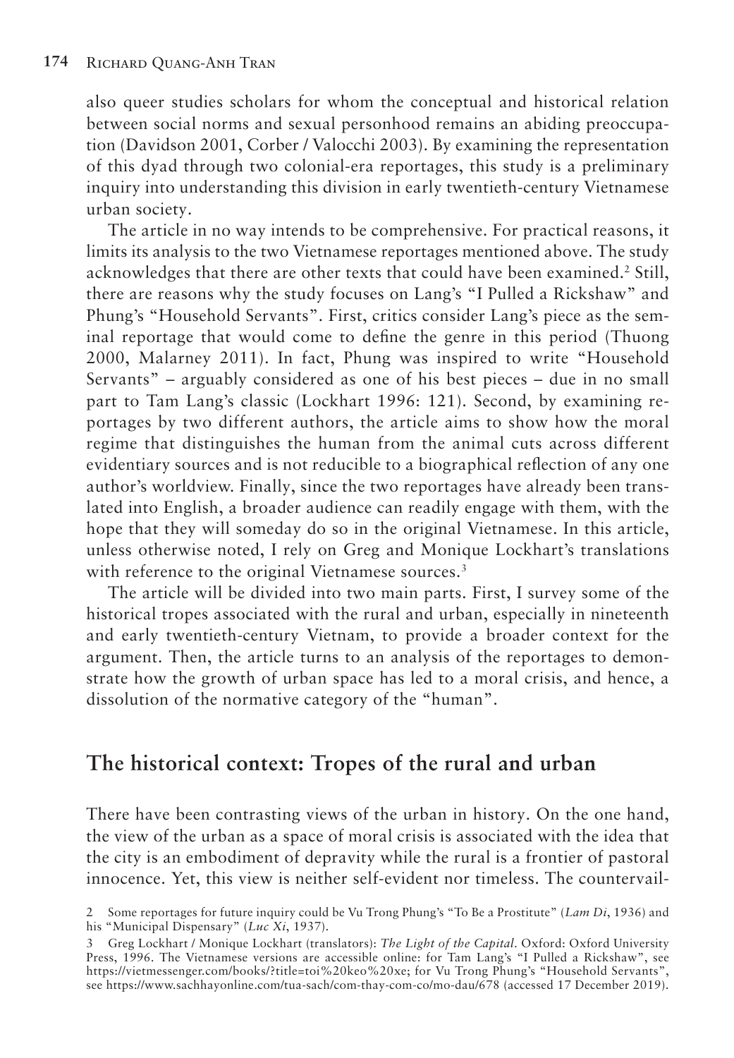also queer studies scholars for whom the conceptual and historical relation between social norms and sexual personhood remains an abiding preoccupation (Davidson 2001, Corber / Valocchi 2003). By examining the representation of this dyad through two colonial-era reportages, this study is a preliminary inquiry into understanding this division in early twentieth-century Vietnamese urban society.

The article in no way intends to be comprehensive. For practical reasons, it limits its analysis to the two Vietnamese reportages mentioned above. The study acknowledges that there are other texts that could have been examined.[2] Still, there are reasons why the study focuses on Lang's "I Pulled a Rickshaw" and Phung's "Household Servants". First, critics consider Lang's piece as the seminal reportage that would come to define the genre in this period (Thuong 2000, Malarney 2011). In fact, Phung was inspired to write "Household Servants" – arguably considered as one of his best pieces – due in no small part to Tam Lang's classic (Lockhart 1996: 121). Second, by examining reportages by two different authors, the article aims to show how the moral regime that distinguishes the human from the animal cuts across different evidentiary sources and is not reducible to a biographical reflection of any one author's worldview. Finally, since the two reportages have already been translated into English, a broader audience can readily engage with them, with the hope that they will someday do so in the original Vietnamese. In this article, unless otherwise noted, I rely on Greg and Monique Lockhart's translations with reference to the original Vietnamese sources.[3]

The article will be divided into two main parts. First, I survey some of the historical tropes associated with the rural and urban, especially in nineteenth and early twentieth-century Vietnam, to provide a broader context for the argument. Then, the article turns to an analysis of the reportages to demonstrate how the growth of urban space has led to a moral crisis, and hence, a dissolution of the normative category of the "human".

## The historical context: Tropes of the rural and urban

There have been contrasting views of the urban in history. On the one hand, the view of the urban as a space of moral crisis is associated with the idea that the city is an embodiment of depravity while the rural is a frontier of pastoral innocence. Yet, this view is neither self-evident nor timeless. The countervail-

---

2 Some reportages for future inquiry could be Vu Trong Phung's "To Be a Prostitute" (*Lam Di*, 1936) and his "Municipal Dispensary" (*Luc Xi*, 1937).

3 Greg Lockhart / Monique Lockhart (translators): *The Light of the Capital*. Oxford: Oxford University Press, 1996. The Vietnamese versions are accessible online: for Tam Lang's "I Pulled a Rickshaw", see https://vietmessenger.com/books/?title=toi%20keo%20xe; for Vu Trong Phung's "Household Servants", see https://www.sachhayonline.com/tua-sach/com-thay-com-co/mo-dau/678 (accessed 17 December 2019).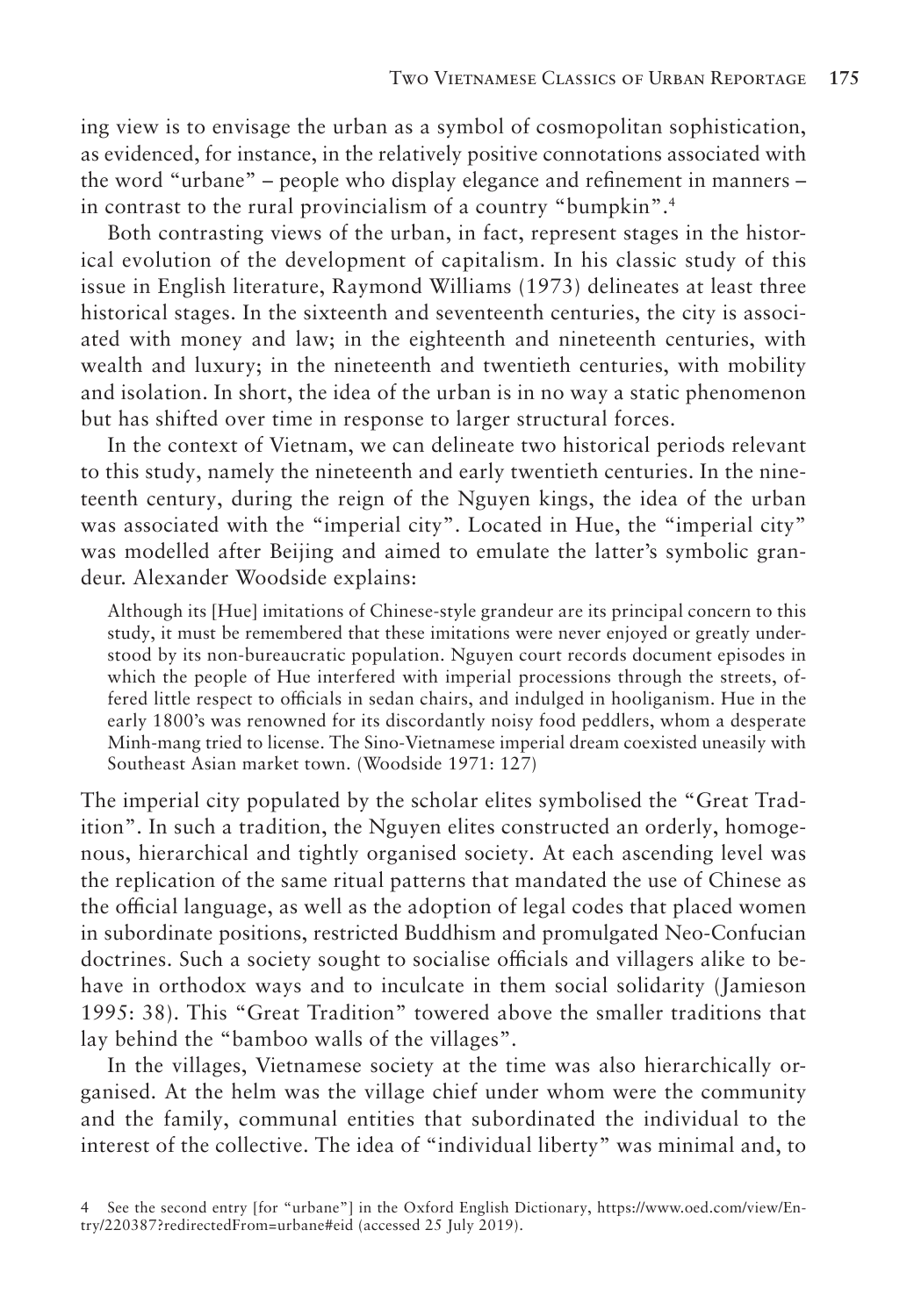ing view is to envisage the urban as a symbol of cosmopolitan sophistication, as evidenced, for instance, in the relatively positive connotations associated with the word "urbane" – people who display elegance and refinement in manners – in contrast to the rural provincialism of a country "bumpkin".[4]

Both contrasting views of the urban, in fact, represent stages in the historical evolution of the development of capitalism. In his classic study of this issue in English literature, Raymond Williams (1973) delineates at least three historical stages. In the sixteenth and seventeenth centuries, the city is associated with money and law; in the eighteenth and nineteenth centuries, with wealth and luxury; in the nineteenth and twentieth centuries, with mobility and isolation. In short, the idea of the urban is in no way a static phenomenon but has shifted over time in response to larger structural forces.

In the context of Vietnam, we can delineate two historical periods relevant to this study, namely the nineteenth and early twentieth centuries. In the nineteenth century, during the reign of the Nguyen kings, the idea of the urban was associated with the "imperial city". Located in Hue, the "imperial city" was modelled after Beijing and aimed to emulate the latter's symbolic grandeur. Alexander Woodside explains:

> Although its [Hue] imitations of Chinese-style grandeur are its principal concern to this study, it must be remembered that these imitations were never enjoyed or greatly understood by its non-bureaucratic population. Nguyen court records document episodes in which the people of Hue interfered with imperial processions through the streets, offered little respect to officials in sedan chairs, and indulged in hooliganism. Hue in the early 1800's was renowned for its discordantly noisy food peddlers, whom a desperate Minh-mang tried to license. The Sino-Vietnamese imperial dream coexisted uneasily with Southeast Asian market town. (Woodside 1971: 127)

The imperial city populated by the scholar elites symbolised the "Great Tradition". In such a tradition, the Nguyen elites constructed an orderly, homogenous, hierarchical and tightly organised society. At each ascending level was the replication of the same ritual patterns that mandated the use of Chinese as the official language, as well as the adoption of legal codes that placed women in subordinate positions, restricted Buddhism and promulgated Neo-Confucian doctrines. Such a society sought to socialise officials and villagers alike to behave in orthodox ways and to inculcate in them social solidarity (Jamieson 1995: 38). This "Great Tradition" towered above the smaller traditions that lay behind the "bamboo walls of the villages".

In the villages, Vietnamese society at the time was also hierarchically organised. At the helm was the village chief under whom were the community and the family, communal entities that subordinated the individual to the interest of the collective. The idea of "individual liberty" was minimal and, to

4 See the second entry [for "urbane"] in the Oxford English Dictionary, https://www.oed.com/view/Entry/220387?redirectedFrom=urbane#eid (accessed 25 July 2019).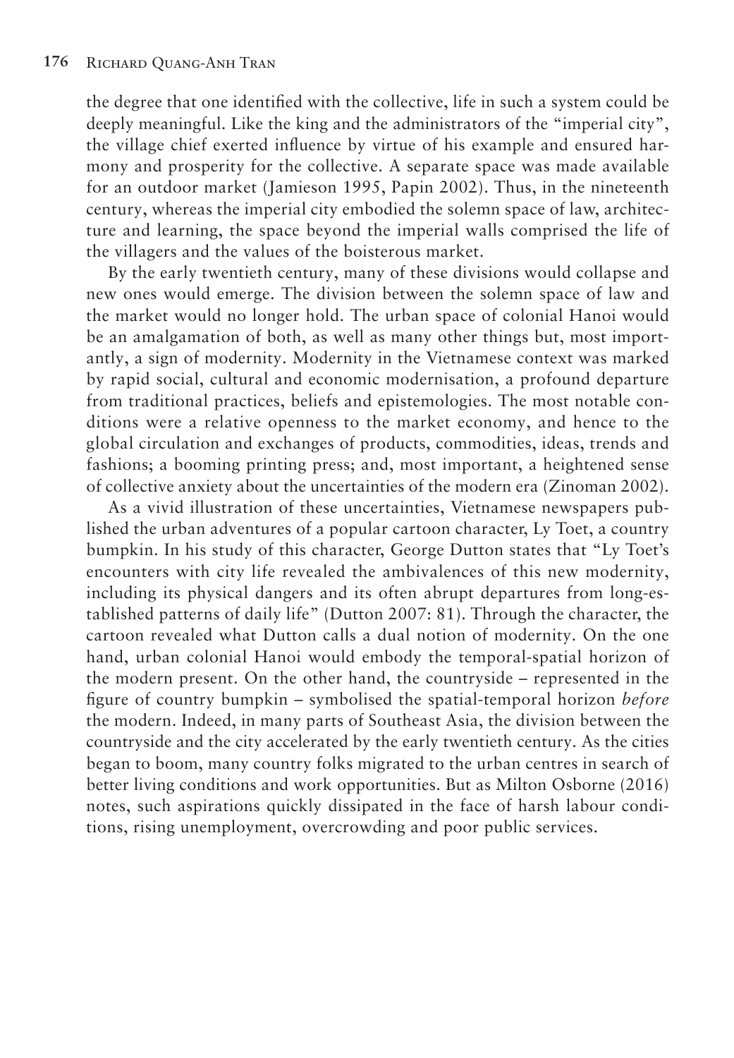the degree that one identified with the collective, life in such a system could be deeply meaningful. Like the king and the administrators of the "imperial city", the village chief exerted influence by virtue of his example and ensured harmony and prosperity for the collective. A separate space was made available for an outdoor market (Jamieson 1995, Papin 2002). Thus, in the nineteenth century, whereas the imperial city embodied the solemn space of law, architecture and learning, the space beyond the imperial walls comprised the life of the villagers and the values of the boisterous market.

By the early twentieth century, many of these divisions would collapse and new ones would emerge. The division between the solemn space of law and the market would no longer hold. The urban space of colonial Hanoi would be an amalgamation of both, as well as many other things but, most importantly, a sign of modernity. Modernity in the Vietnamese context was marked by rapid social, cultural and economic modernisation, a profound departure from traditional practices, beliefs and epistemologies. The most notable conditions were a relative openness to the market economy, and hence to the global circulation and exchanges of products, commodities, ideas, trends and fashions; a booming printing press; and, most important, a heightened sense of collective anxiety about the uncertainties of the modern era (Zinoman 2002).

As a vivid illustration of these uncertainties, Vietnamese newspapers published the urban adventures of a popular cartoon character, Ly Toet, a country bumpkin. In his study of this character, George Dutton states that "Ly Toet's encounters with city life revealed the ambivalences of this new modernity, including its physical dangers and its often abrupt departures from long-established patterns of daily life" (Dutton 2007: 81). Through the character, the cartoon revealed what Dutton calls a dual notion of modernity. On the one hand, urban colonial Hanoi would embody the temporal-spatial horizon of the modern present. On the other hand, the countryside – represented in the figure of country bumpkin – symbolised the spatial-temporal horizon *before* the modern. Indeed, in many parts of Southeast Asia, the division between the countryside and the city accelerated by the early twentieth century. As the cities began to boom, many country folks migrated to the urban centres in search of better living conditions and work opportunities. But as Milton Osborne (2016) notes, such aspirations quickly dissipated in the face of harsh labour conditions, rising unemployment, overcrowding and poor public services.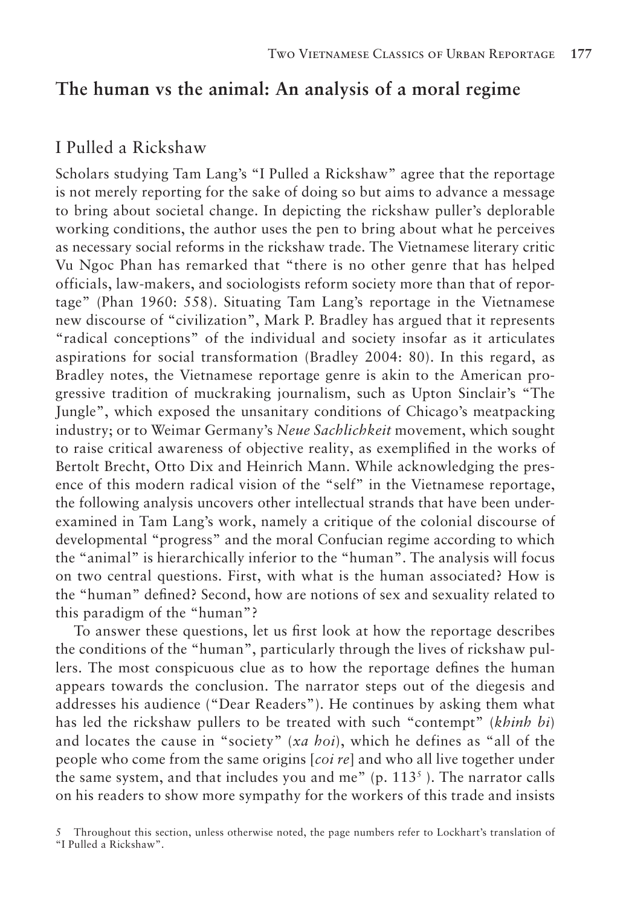## The human vs the animal: An analysis of a moral regime

### I Pulled a Rickshaw

Scholars studying Tam Lang's "I Pulled a Rickshaw" agree that the reportage is not merely reporting for the sake of doing so but aims to advance a message to bring about societal change. In depicting the rickshaw puller's deplorable working conditions, the author uses the pen to bring about what he perceives as necessary social reforms in the rickshaw trade. The Vietnamese literary critic Vu Ngoc Phan has remarked that "there is no other genre that has helped officials, law-makers, and sociologists reform society more than that of reportage" (Phan 1960: 558). Situating Tam Lang's reportage in the Vietnamese new discourse of "civilization", Mark P. Bradley has argued that it represents "radical conceptions" of the individual and society insofar as it articulates aspirations for social transformation (Bradley 2004: 80). In this regard, as Bradley notes, the Vietnamese reportage genre is akin to the American progressive tradition of muckraking journalism, such as Upton Sinclair's "The Jungle", which exposed the unsanitary conditions of Chicago's meatpacking industry; or to Weimar Germany's *Neue Sachlichkeit* movement, which sought to raise critical awareness of objective reality, as exemplified in the works of Bertolt Brecht, Otto Dix and Heinrich Mann. While acknowledging the presence of this modern radical vision of the "self" in the Vietnamese reportage, the following analysis uncovers other intellectual strands that have been under-examined in Tam Lang's work, namely a critique of the colonial discourse of developmental "progress" and the moral Confucian regime according to which the "animal" is hierarchically inferior to the "human". The analysis will focus on two central questions. First, with what is the human associated? How is the "human" defined? Second, how are notions of sex and sexuality related to this paradigm of the "human"?

To answer these questions, let us first look at how the reportage describes the conditions of the "human", particularly through the lives of rickshaw pullers. The most conspicuous clue as to how the reportage defines the human appears towards the conclusion. The narrator steps out of the diegesis and addresses his audience ("Dear Readers"). He continues by asking them what has led the rickshaw pullers to be treated with such "contempt" (*khinh bi*) and locates the cause in "society" (*xa hoi*), which he defines as "all of the people who come from the same origins [*coi re*] and who all live together under the same system, and that includes you and me" (p. 113[5]). The narrator calls on his readers to show more sympathy for the workers of this trade and insists

5 Throughout this section, unless otherwise noted, the page numbers refer to Lockhart's translation of "I Pulled a Rickshaw".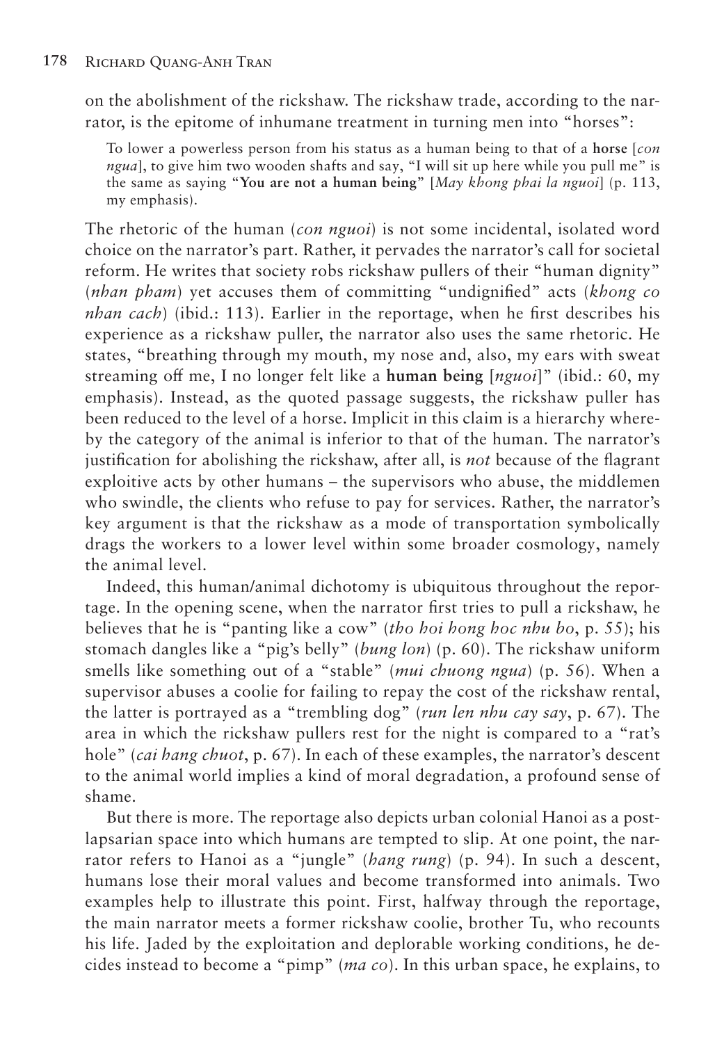on the abolishment of the rickshaw. The rickshaw trade, according to the narrator, is the epitome of inhumane treatment in turning men into "horses":

> To lower a powerless person from his status as a human being to that of a **horse** [*con ngua*], to give him two wooden shafts and say, "I will sit up here while you pull me" is the same as saying "**You are not a human being**" [*May khong phai la nguoi*] (p. 113, my emphasis).

The rhetoric of the human (*con nguoi*) is not some incidental, isolated word choice on the narrator's part. Rather, it pervades the narrator's call for societal reform. He writes that society robs rickshaw pullers of their "human dignity" (*nhan pham*) yet accuses them of committing "undignified" acts (*khong co nhan cach*) (ibid.: 113). Earlier in the reportage, when he first describes his experience as a rickshaw puller, the narrator also uses the same rhetoric. He states, "breathing through my mouth, my nose and, also, my ears with sweat streaming off me, I no longer felt like a **human being** [*nguoi*]" (ibid.: 60, my emphasis). Instead, as the quoted passage suggests, the rickshaw puller has been reduced to the level of a horse. Implicit in this claim is a hierarchy whereby the category of the animal is inferior to that of the human. The narrator's justification for abolishing the rickshaw, after all, is *not* because of the flagrant exploitive acts by other humans – the supervisors who abuse, the middlemen who swindle, the clients who refuse to pay for services. Rather, the narrator's key argument is that the rickshaw as a mode of transportation symbolically drags the workers to a lower level within some broader cosmology, namely the animal level.

Indeed, this human/animal dichotomy is ubiquitous throughout the reportage. In the opening scene, when the narrator first tries to pull a rickshaw, he believes that he is "panting like a cow" (*tho hoi hong hoc nhu bo*, p. 55); his stomach dangles like a "pig's belly" (*bung lon*) (p. 60). The rickshaw uniform smells like something out of a "stable" (*mui chuong ngua*) (p. 56). When a supervisor abuses a coolie for failing to repay the cost of the rickshaw rental, the latter is portrayed as a "trembling dog" (*run len nhu cay say*, p. 67). The area in which the rickshaw pullers rest for the night is compared to a "rat's hole" (*cai hang chuot*, p. 67). In each of these examples, the narrator's descent to the animal world implies a kind of moral degradation, a profound sense of shame.

But there is more. The reportage also depicts urban colonial Hanoi as a postlapsarian space into which humans are tempted to slip. At one point, the narrator refers to Hanoi as a "jungle" (*hang rung*) (p. 94). In such a descent, humans lose their moral values and become transformed into animals. Two examples help to illustrate this point. First, halfway through the reportage, the main narrator meets a former rickshaw coolie, brother Tu, who recounts his life. Jaded by the exploitation and deplorable working conditions, he decides instead to become a "pimp" (*ma co*). In this urban space, he explains, to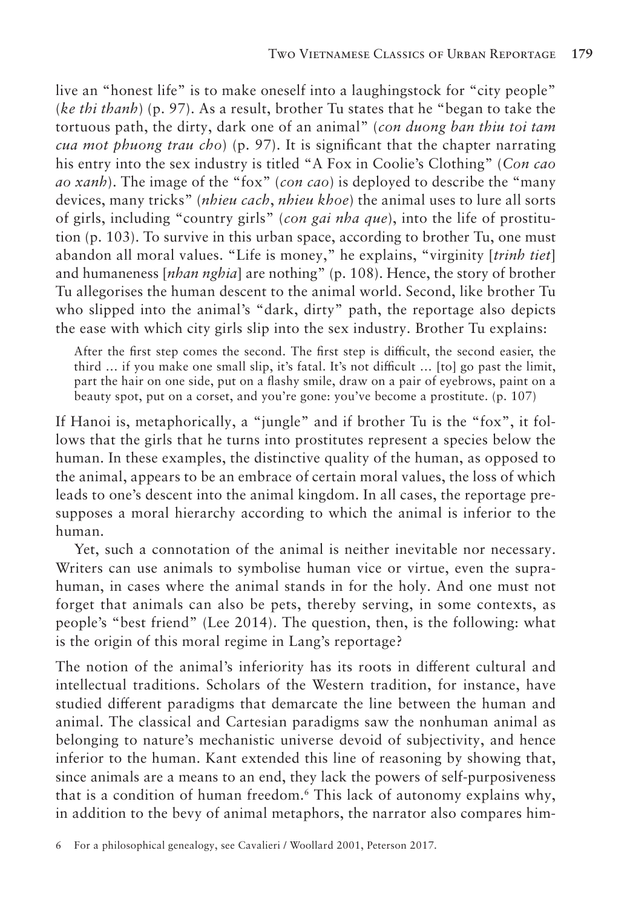live an "honest life" is to make oneself into a laughingstock for "city people" (*ke thi thanh*) (p. 97). As a result, brother Tu states that he "began to take the tortuous path, the dirty, dark one of an animal" (*con duong ban thiu toi tam cua mot phuong trau cho*) (p. 97). It is significant that the chapter narrating his entry into the sex industry is titled "A Fox in Coolie's Clothing" (*Con cao ao xanh*). The image of the "fox" (*con cao*) is deployed to describe the "many devices, many tricks" (*nhieu cach*, *nhieu khoe*) the animal uses to lure all sorts of girls, including "country girls" (*con gai nha que*), into the life of prostitution (p. 103). To survive in this urban space, according to brother Tu, one must abandon all moral values. "Life is money," he explains, "virginity [*trinh tiet*] and humaneness [*nhan nghia*] are nothing" (p. 108). Hence, the story of brother Tu allegorises the human descent to the animal world. Second, like brother Tu who slipped into the animal's "dark, dirty" path, the reportage also depicts the ease with which city girls slip into the sex industry. Brother Tu explains:

> After the first step comes the second. The first step is difficult, the second easier, the third … if you make one small slip, it's fatal. It's not difficult … [to] go past the limit, part the hair on one side, put on a flashy smile, draw on a pair of eyebrows, paint on a beauty spot, put on a corset, and you're gone: you've become a prostitute. (p. 107)

If Hanoi is, metaphorically, a "jungle" and if brother Tu is the "fox", it follows that the girls that he turns into prostitutes represent a species below the human. In these examples, the distinctive quality of the human, as opposed to the animal, appears to be an embrace of certain moral values, the loss of which leads to one's descent into the animal kingdom. In all cases, the reportage presupposes a moral hierarchy according to which the animal is inferior to the human.

Yet, such a connotation of the animal is neither inevitable nor necessary. Writers can use animals to symbolise human vice or virtue, even the suprahuman, in cases where the animal stands in for the holy. And one must not forget that animals can also be pets, thereby serving, in some contexts, as people's "best friend" (Lee 2014). The question, then, is the following: what is the origin of this moral regime in Lang's reportage?

The notion of the animal's inferiority has its roots in different cultural and intellectual traditions. Scholars of the Western tradition, for instance, have studied different paradigms that demarcate the line between the human and animal. The classical and Cartesian paradigms saw the nonhuman animal as belonging to nature's mechanistic universe devoid of subjectivity, and hence inferior to the human. Kant extended this line of reasoning by showing that, since animals are a means to an end, they lack the powers of self-purposiveness that is a condition of human freedom.[6] This lack of autonomy explains why, in addition to the bevy of animal metaphors, the narrator also compares him-

6 For a philosophical genealogy, see Cavalieri / Woollard 2001, Peterson 2017.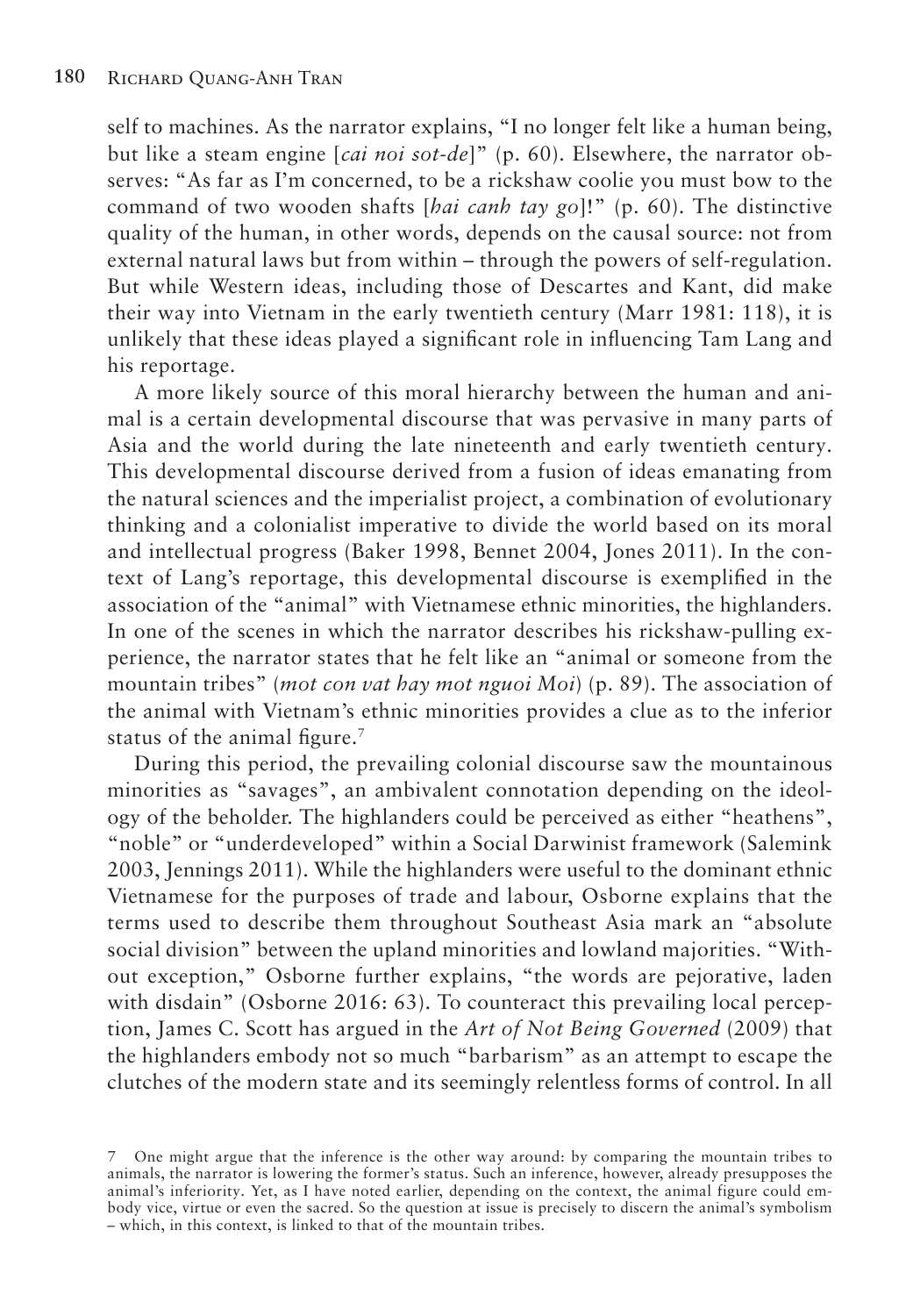self to machines. As the narrator explains, "I no longer felt like a human being, but like a steam engine [*cai noi sot-de*]" (p. 60). Elsewhere, the narrator observes: "As far as I'm concerned, to be a rickshaw coolie you must bow to the command of two wooden shafts [*hai canh tay go*]!" (p. 60). The distinctive quality of the human, in other words, depends on the causal source: not from external natural laws but from within – through the powers of self-regulation. But while Western ideas, including those of Descartes and Kant, did make their way into Vietnam in the early twentieth century (Marr 1981: 118), it is unlikely that these ideas played a significant role in influencing Tam Lang and his reportage.

A more likely source of this moral hierarchy between the human and animal is a certain developmental discourse that was pervasive in many parts of Asia and the world during the late nineteenth and early twentieth century. This developmental discourse derived from a fusion of ideas emanating from the natural sciences and the imperialist project, a combination of evolutionary thinking and a colonialist imperative to divide the world based on its moral and intellectual progress (Baker 1998, Bennet 2004, Jones 2011). In the context of Lang's reportage, this developmental discourse is exemplified in the association of the "animal" with Vietnamese ethnic minorities, the highlanders. In one of the scenes in which the narrator describes his rickshaw-pulling experience, the narrator states that he felt like an "animal or someone from the mountain tribes" (*mot con vat hay mot nguoi Moi*) (p. 89). The association of the animal with Vietnam's ethnic minorities provides a clue as to the inferior status of the animal figure.[7]

During this period, the prevailing colonial discourse saw the mountainous minorities as "savages", an ambivalent connotation depending on the ideology of the beholder. The highlanders could be perceived as either "heathens", "noble" or "underdeveloped" within a Social Darwinist framework (Salemink 2003, Jennings 2011). While the highlanders were useful to the dominant ethnic Vietnamese for the purposes of trade and labour, Osborne explains that the terms used to describe them throughout Southeast Asia mark an "absolute social division" between the upland minorities and lowland majorities. "Without exception," Osborne further explains, "the words are pejorative, laden with disdain" (Osborne 2016: 63). To counteract this prevailing local perception, James C. Scott has argued in the *Art of Not Being Governed* (2009) that the highlanders embody not so much "barbarism" as an attempt to escape the clutches of the modern state and its seemingly relentless forms of control. In all

7 One might argue that the inference is the other way around: by comparing the mountain tribes to animals, the narrator is lowering the former's status. Such an inference, however, already presupposes the animal's inferiority. Yet, as I have noted earlier, depending on the context, the animal figure could embody vice, virtue or even the sacred. So the question at issue is precisely to discern the animal's symbolism – which, in this context, is linked to that of the mountain tribes.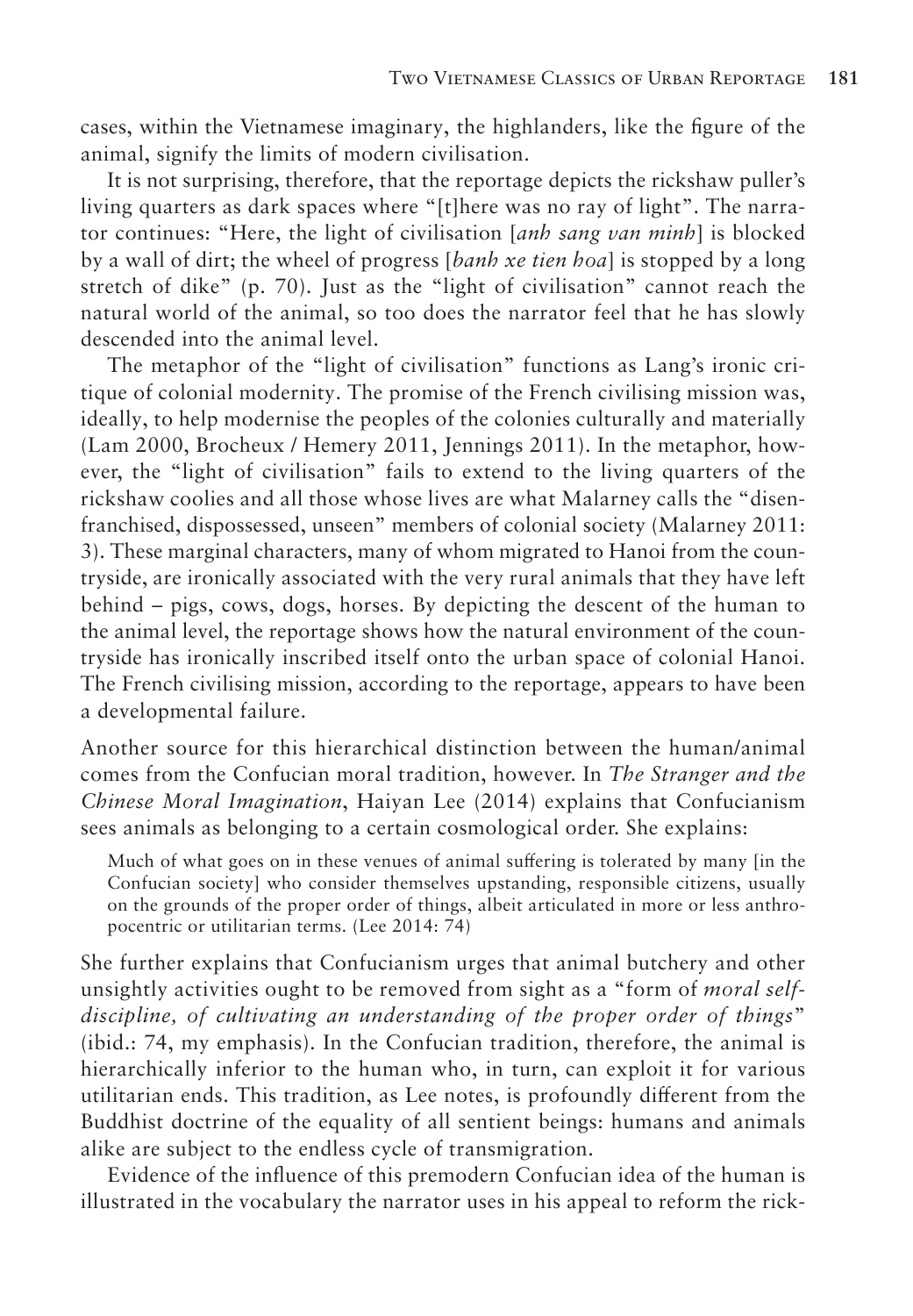cases, within the Vietnamese imaginary, the highlanders, like the figure of the animal, signify the limits of modern civilisation.

It is not surprising, therefore, that the reportage depicts the rickshaw puller's living quarters as dark spaces where "[t]here was no ray of light". The narrator continues: "Here, the light of civilisation [*anh sang van minh*] is blocked by a wall of dirt; the wheel of progress [*banh xe tien hoa*] is stopped by a long stretch of dike" (p. 70). Just as the "light of civilisation" cannot reach the natural world of the animal, so too does the narrator feel that he has slowly descended into the animal level.

The metaphor of the "light of civilisation" functions as Lang's ironic critique of colonial modernity. The promise of the French civilising mission was, ideally, to help modernise the peoples of the colonies culturally and materially (Lam 2000, Brocheux / Hemery 2011, Jennings 2011). In the metaphor, however, the "light of civilisation" fails to extend to the living quarters of the rickshaw coolies and all those whose lives are what Malarney calls the "disenfranchised, dispossessed, unseen" members of colonial society (Malarney 2011: 3). These marginal characters, many of whom migrated to Hanoi from the countryside, are ironically associated with the very rural animals that they have left behind – pigs, cows, dogs, horses. By depicting the descent of the human to the animal level, the reportage shows how the natural environment of the countryside has ironically inscribed itself onto the urban space of colonial Hanoi. The French civilising mission, according to the reportage, appears to have been a developmental failure.

Another source for this hierarchical distinction between the human/animal comes from the Confucian moral tradition, however. In *The Stranger and the Chinese Moral Imagination*, Haiyan Lee (2014) explains that Confucianism sees animals as belonging to a certain cosmological order. She explains:

> Much of what goes on in these venues of animal suffering is tolerated by many [in the Confucian society] who consider themselves upstanding, responsible citizens, usually on the grounds of the proper order of things, albeit articulated in more or less anthropocentric or utilitarian terms. (Lee 2014: 74)

She further explains that Confucianism urges that animal butchery and other unsightly activities ought to be removed from sight as a "form of *moral self-discipline, of cultivating an understanding of the proper order of things*" (ibid.: 74, my emphasis). In the Confucian tradition, therefore, the animal is hierarchically inferior to the human who, in turn, can exploit it for various utilitarian ends. This tradition, as Lee notes, is profoundly different from the Buddhist doctrine of the equality of all sentient beings: humans and animals alike are subject to the endless cycle of transmigration.

Evidence of the influence of this premodern Confucian idea of the human is illustrated in the vocabulary the narrator uses in his appeal to reform the rick-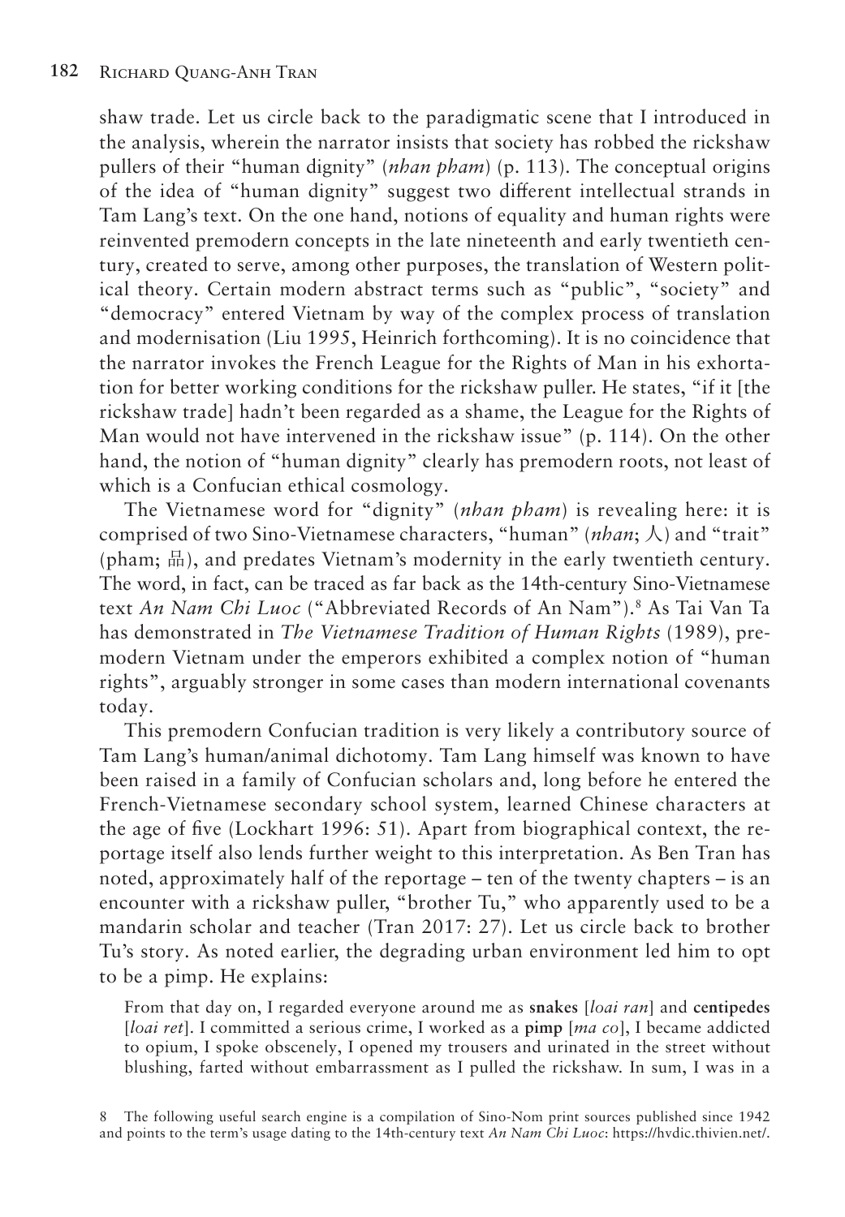shaw trade. Let us circle back to the paradigmatic scene that I introduced in the analysis, wherein the narrator insists that society has robbed the rickshaw pullers of their "human dignity" (*nhan pham*) (p. 113). The conceptual origins of the idea of "human dignity" suggest two different intellectual strands in Tam Lang's text. On the one hand, notions of equality and human rights were reinvented premodern concepts in the late nineteenth and early twentieth century, created to serve, among other purposes, the translation of Western political theory. Certain modern abstract terms such as "public", "society" and "democracy" entered Vietnam by way of the complex process of translation and modernisation (Liu 1995, Heinrich forthcoming). It is no coincidence that the narrator invokes the French League for the Rights of Man in his exhortation for better working conditions for the rickshaw puller. He states, "if it [the rickshaw trade] hadn't been regarded as a shame, the League for the Rights of Man would not have intervened in the rickshaw issue" (p. 114). On the other hand, the notion of "human dignity" clearly has premodern roots, not least of which is a Confucian ethical cosmology.

The Vietnamese word for "dignity" (*nhan pham*) is revealing here: it is comprised of two Sino-Vietnamese characters, "human" (*nhan*; 人) and "trait" (pham; 品), and predates Vietnam's modernity in the early twentieth century. The word, in fact, can be traced as far back as the 14th-century Sino-Vietnamese text *An Nam Chi Luoc* ("Abbreviated Records of An Nam").[8] As Tai Van Ta has demonstrated in *The Vietnamese Tradition of Human Rights* (1989), premodern Vietnam under the emperors exhibited a complex notion of "human rights", arguably stronger in some cases than modern international covenants today.

This premodern Confucian tradition is very likely a contributory source of Tam Lang's human/animal dichotomy. Tam Lang himself was known to have been raised in a family of Confucian scholars and, long before he entered the French-Vietnamese secondary school system, learned Chinese characters at the age of five (Lockhart 1996: 51). Apart from biographical context, the reportage itself also lends further weight to this interpretation. As Ben Tran has noted, approximately half of the reportage – ten of the twenty chapters – is an encounter with a rickshaw puller, "brother Tu," who apparently used to be a mandarin scholar and teacher (Tran 2017: 27). Let us circle back to brother Tu's story. As noted earlier, the degrading urban environment led him to opt to be a pimp. He explains:

> From that day on, I regarded everyone around me as **snakes** [*loai ran*] and **centipedes** [*loai ret*]. I committed a serious crime, I worked as a **pimp** [*ma co*], I became addicted to opium, I spoke obscenely, I opened my trousers and urinated in the street without blushing, farted without embarrassment as I pulled the rickshaw. In sum, I was in a

8 The following useful search engine is a compilation of Sino-Nom print sources published since 1942 and points to the term's usage dating to the 14th-century text *An Nam Chi Luoc*: https://hvdic.thivien.net/.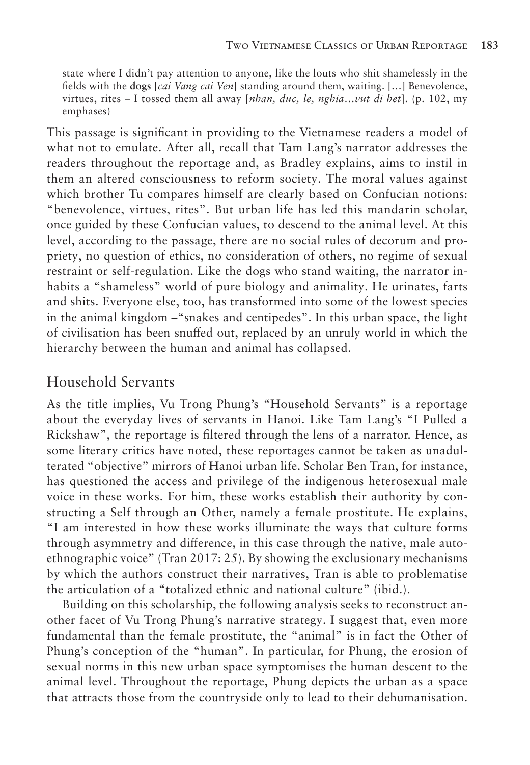state where I didn't pay attention to anyone, like the louts who shit shamelessly in the fields with the **dogs** [*cai Vang cai Ven*] standing around them, waiting. [...] Benevolence, virtues, rites – I tossed them all away [*nhan, duc, le, nghia...vut di het*]. (p. 102, my emphases)

This passage is significant in providing to the Vietnamese readers a model of what not to emulate. After all, recall that Tam Lang's narrator addresses the readers throughout the reportage and, as Bradley explains, aims to instil in them an altered consciousness to reform society. The moral values against which brother Tu compares himself are clearly based on Confucian notions: "benevolence, virtues, rites". But urban life has led this mandarin scholar, once guided by these Confucian values, to descend to the animal level. At this level, according to the passage, there are no social rules of decorum and propriety, no question of ethics, no consideration of others, no regime of sexual restraint or self-regulation. Like the dogs who stand waiting, the narrator inhabits a "shameless" world of pure biology and animality. He urinates, farts and shits. Everyone else, too, has transformed into some of the lowest species in the animal kingdom –"snakes and centipedes". In this urban space, the light of civilisation has been snuffed out, replaced by an unruly world in which the hierarchy between the human and animal has collapsed.

## Household Servants

As the title implies, Vu Trong Phung's "Household Servants" is a reportage about the everyday lives of servants in Hanoi. Like Tam Lang's "I Pulled a Rickshaw", the reportage is filtered through the lens of a narrator. Hence, as some literary critics have noted, these reportages cannot be taken as unadulterated "objective" mirrors of Hanoi urban life. Scholar Ben Tran, for instance, has questioned the access and privilege of the indigenous heterosexual male voice in these works. For him, these works establish their authority by constructing a Self through an Other, namely a female prostitute. He explains, "I am interested in how these works illuminate the ways that culture forms through asymmetry and difference, in this case through the native, male autoethnographic voice" (Tran 2017: 25). By showing the exclusionary mechanisms by which the authors construct their narratives, Tran is able to problematise the articulation of a "totalized ethnic and national culture" (ibid.).

Building on this scholarship, the following analysis seeks to reconstruct another facet of Vu Trong Phung's narrative strategy. I suggest that, even more fundamental than the female prostitute, the "animal" is in fact the Other of Phung's conception of the "human". In particular, for Phung, the erosion of sexual norms in this new urban space symptomises the human descent to the animal level. Throughout the reportage, Phung depicts the urban as a space that attracts those from the countryside only to lead to their dehumanisation.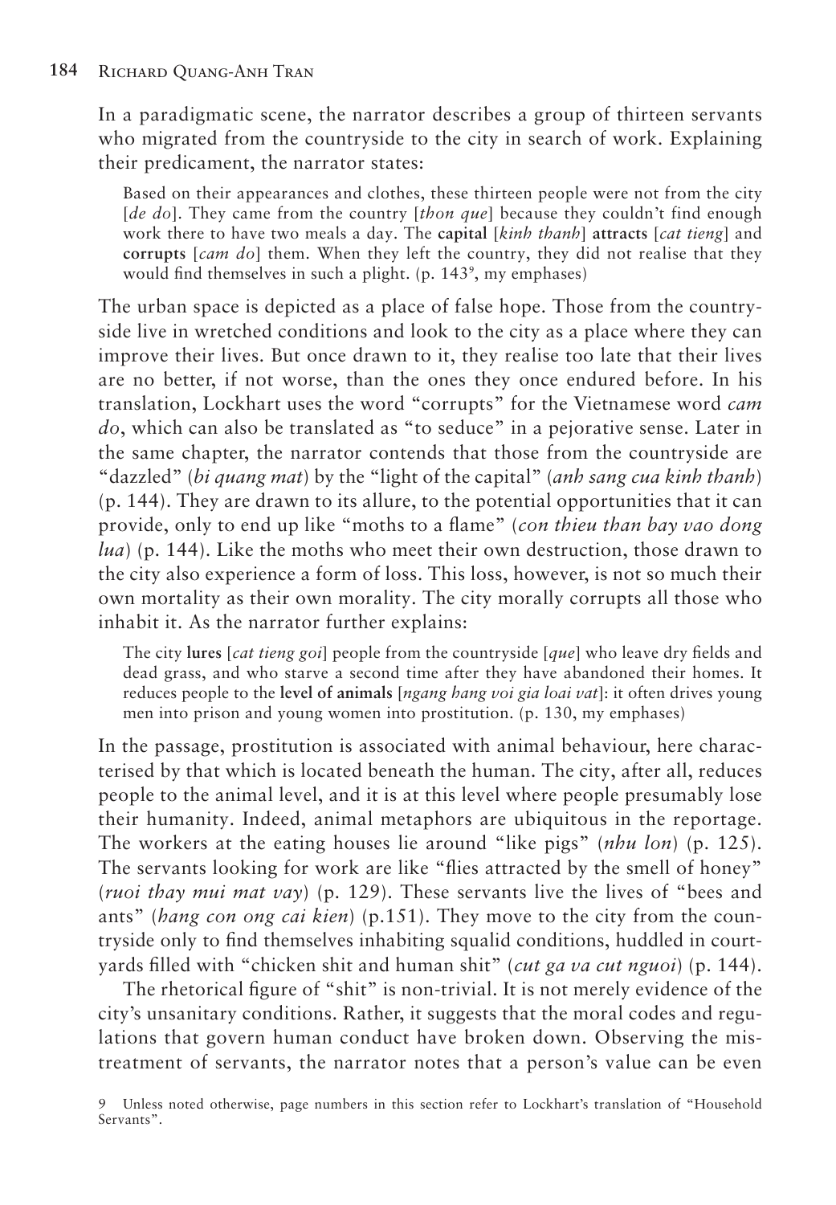In a paradigmatic scene, the narrator describes a group of thirteen servants who migrated from the countryside to the city in search of work. Explaining their predicament, the narrator states:

> Based on their appearances and clothes, these thirteen people were not from the city [*de do*]. They came from the country [*thon que*] because they couldn't find enough work there to have two meals a day. The **capital** [*kinh thanh*] **attracts** [*cat tieng*] and **corrupts** [*cam do*] them. When they left the country, they did not realise that they would find themselves in such a plight. (p. 143[9], my emphases)

The urban space is depicted as a place of false hope. Those from the countryside live in wretched conditions and look to the city as a place where they can improve their lives. But once drawn to it, they realise too late that their lives are no better, if not worse, than the ones they once endured before. In his translation, Lockhart uses the word "corrupts" for the Vietnamese word *cam do*, which can also be translated as "to seduce" in a pejorative sense. Later in the same chapter, the narrator contends that those from the countryside are "dazzled" (*bi quang mat*) by the "light of the capital" (*anh sang cua kinh thanh*) (p. 144). They are drawn to its allure, to the potential opportunities that it can provide, only to end up like "moths to a flame" (*con thieu than bay vao dong lua*) (p. 144). Like the moths who meet their own destruction, those drawn to the city also experience a form of loss. This loss, however, is not so much their own mortality as their own morality. The city morally corrupts all those who inhabit it. As the narrator further explains:

> The city **lures** [*cat tieng goi*] people from the countryside [*que*] who leave dry fields and dead grass, and who starve a second time after they have abandoned their homes. It reduces people to the **level of animals** [*ngang hang voi gia loai vat*]: it often drives young men into prison and young women into prostitution. (p. 130, my emphases)

In the passage, prostitution is associated with animal behaviour, here characterised by that which is located beneath the human. The city, after all, reduces people to the animal level, and it is at this level where people presumably lose their humanity. Indeed, animal metaphors are ubiquitous in the reportage. The workers at the eating houses lie around "like pigs" (*nhu lon*) (p. 125). The servants looking for work are like "flies attracted by the smell of honey" (*ruoi thay mui mat vay*) (p. 129). These servants live the lives of "bees and ants" (*hang con ong cai kien*) (p.151). They move to the city from the countryside only to find themselves inhabiting squalid conditions, huddled in courtyards filled with "chicken shit and human shit" (*cut ga va cut nguoi*) (p. 144).

The rhetorical figure of "shit" is non-trivial. It is not merely evidence of the city's unsanitary conditions. Rather, it suggests that the moral codes and regulations that govern human conduct have broken down. Observing the mistreatment of servants, the narrator notes that a person's value can be even

[9] Unless noted otherwise, page numbers in this section refer to Lockhart's translation of "Household Servants".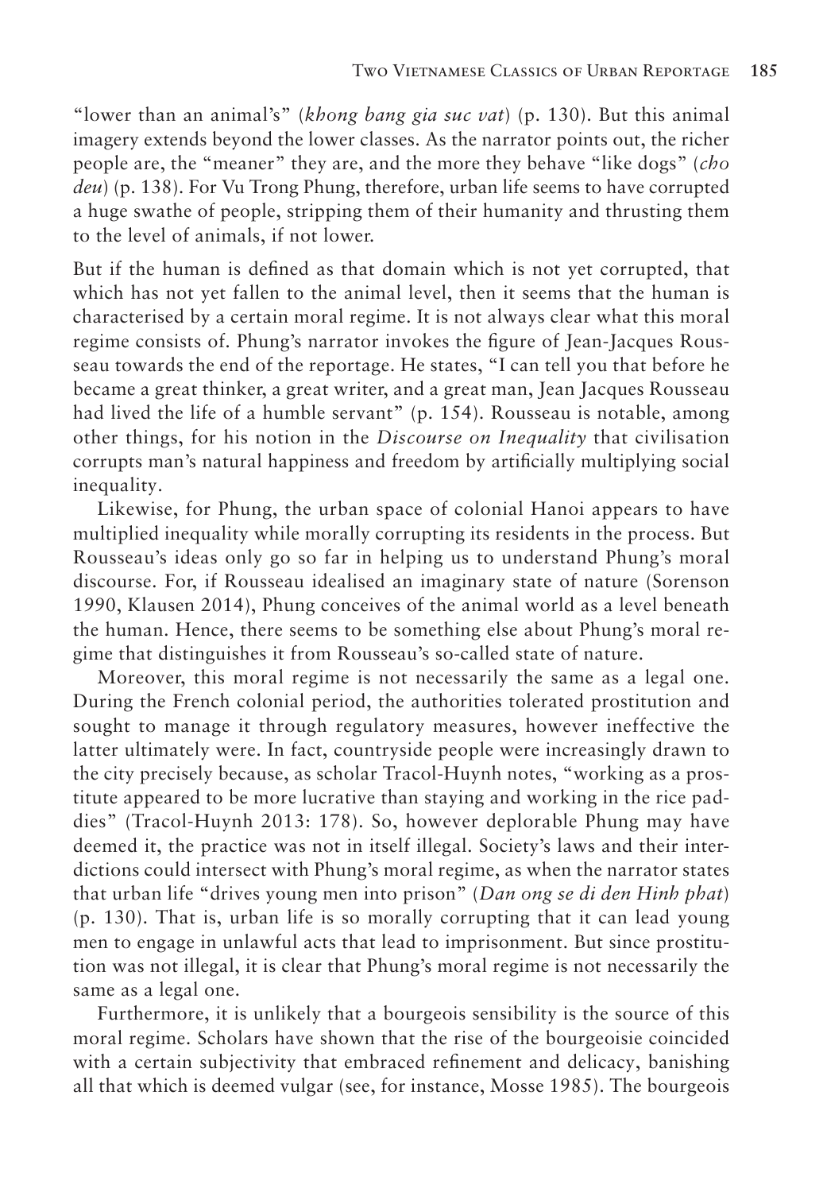"lower than an animal's" (*khong bang gia suc vat*) (p. 130). But this animal imagery extends beyond the lower classes. As the narrator points out, the richer people are, the "meaner" they are, and the more they behave "like dogs" (*cho deu*) (p. 138). For Vu Trong Phung, therefore, urban life seems to have corrupted a huge swathe of people, stripping them of their humanity and thrusting them to the level of animals, if not lower.

But if the human is defined as that domain which is not yet corrupted, that which has not yet fallen to the animal level, then it seems that the human is characterised by a certain moral regime. It is not always clear what this moral regime consists of. Phung's narrator invokes the figure of Jean-Jacques Rousseau towards the end of the reportage. He states, "I can tell you that before he became a great thinker, a great writer, and a great man, Jean Jacques Rousseau had lived the life of a humble servant" (p. 154). Rousseau is notable, among other things, for his notion in the *Discourse on Inequality* that civilisation corrupts man's natural happiness and freedom by artificially multiplying social inequality.

Likewise, for Phung, the urban space of colonial Hanoi appears to have multiplied inequality while morally corrupting its residents in the process. But Rousseau's ideas only go so far in helping us to understand Phung's moral discourse. For, if Rousseau idealised an imaginary state of nature (Sorenson 1990, Klausen 2014), Phung conceives of the animal world as a level beneath the human. Hence, there seems to be something else about Phung's moral regime that distinguishes it from Rousseau's so-called state of nature.

Moreover, this moral regime is not necessarily the same as a legal one. During the French colonial period, the authorities tolerated prostitution and sought to manage it through regulatory measures, however ineffective the latter ultimately were. In fact, countryside people were increasingly drawn to the city precisely because, as scholar Tracol-Huynh notes, "working as a prostitute appeared to be more lucrative than staying and working in the rice paddies" (Tracol-Huynh 2013: 178). So, however deplorable Phung may have deemed it, the practice was not in itself illegal. Society's laws and their interdictions could intersect with Phung's moral regime, as when the narrator states that urban life "drives young men into prison" (*Dan ong se di den Hinh phat*) (p. 130). That is, urban life is so morally corrupting that it can lead young men to engage in unlawful acts that lead to imprisonment. But since prostitution was not illegal, it is clear that Phung's moral regime is not necessarily the same as a legal one.

Furthermore, it is unlikely that a bourgeois sensibility is the source of this moral regime. Scholars have shown that the rise of the bourgeoisie coincided with a certain subjectivity that embraced refinement and delicacy, banishing all that which is deemed vulgar (see, for instance, Mosse 1985). The bourgeois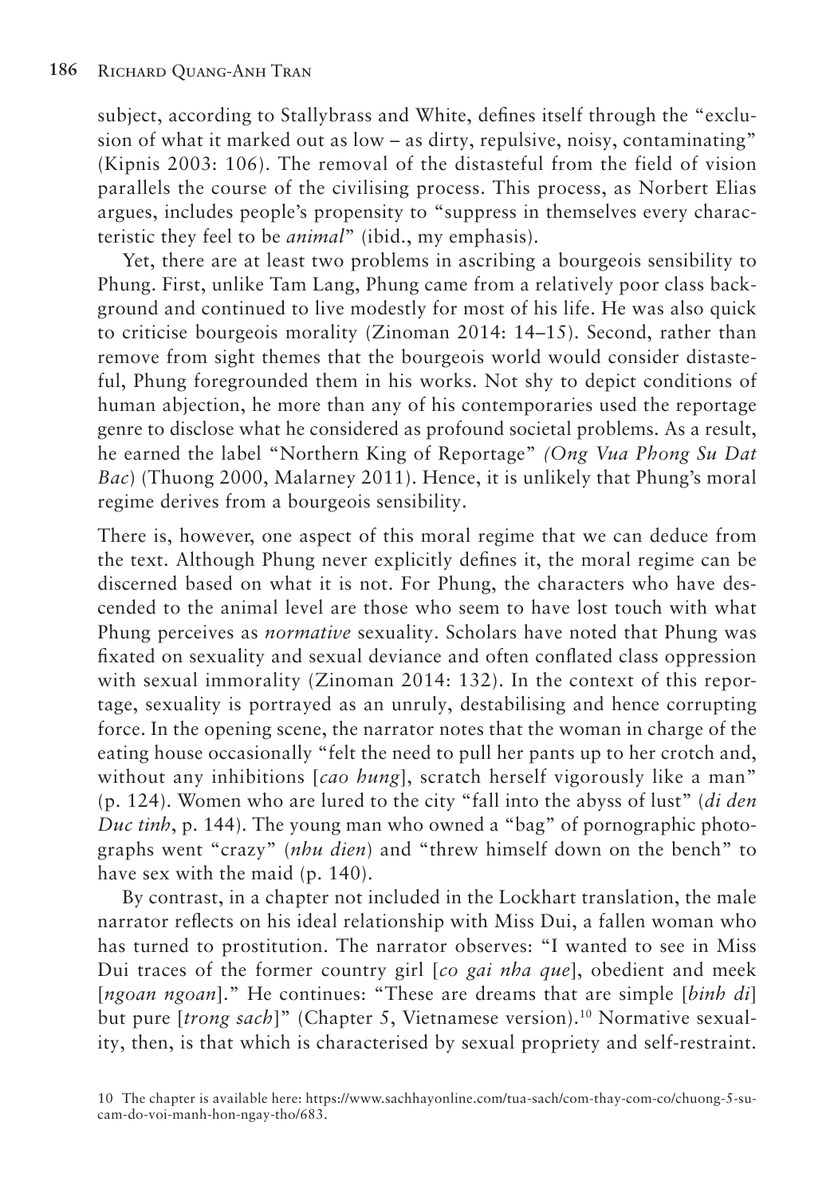subject, according to Stallybrass and White, defines itself through the "exclusion of what it marked out as low – as dirty, repulsive, noisy, contaminating" (Kipnis 2003: 106). The removal of the distasteful from the field of vision parallels the course of the civilising process. This process, as Norbert Elias argues, includes people's propensity to "suppress in themselves every characteristic they feel to be *animal*" (ibid., my emphasis).

Yet, there are at least two problems in ascribing a bourgeois sensibility to Phung. First, unlike Tam Lang, Phung came from a relatively poor class background and continued to live modestly for most of his life. He was also quick to criticise bourgeois morality (Zinoman 2014: 14–15). Second, rather than remove from sight themes that the bourgeois world would consider distasteful, Phung foregrounded them in his works. Not shy to depict conditions of human abjection, he more than any of his contemporaries used the reportage genre to disclose what he considered as profound societal problems. As a result, he earned the label "Northern King of Reportage" *(Ong Vua Phong Su Dat Bac)* (Thuong 2000, Malarney 2011). Hence, it is unlikely that Phung's moral regime derives from a bourgeois sensibility.

There is, however, one aspect of this moral regime that we can deduce from the text. Although Phung never explicitly defines it, the moral regime can be discerned based on what it is not. For Phung, the characters who have descended to the animal level are those who seem to have lost touch with what Phung perceives as *normative* sexuality. Scholars have noted that Phung was fixated on sexuality and sexual deviance and often conflated class oppression with sexual immorality (Zinoman 2014: 132). In the context of this reportage, sexuality is portrayed as an unruly, destabilising and hence corrupting force. In the opening scene, the narrator notes that the woman in charge of the eating house occasionally "felt the need to pull her pants up to her crotch and, without any inhibitions [*cao hung*], scratch herself vigorously like a man" (p. 124). Women who are lured to the city "fall into the abyss of lust" (*di den Duc tinh*, p. 144). The young man who owned a "bag" of pornographic photographs went "crazy" (*nhu dien*) and "threw himself down on the bench" to have sex with the maid (p. 140).

By contrast, in a chapter not included in the Lockhart translation, the male narrator reflects on his ideal relationship with Miss Dui, a fallen woman who has turned to prostitution. The narrator observes: "I wanted to see in Miss Dui traces of the former country girl [*co gai nha que*], obedient and meek [*ngoan ngoan*]." He continues: "These are dreams that are simple [*binh di*] but pure [*trong sach*]" (Chapter 5, Vietnamese version).[10] Normative sexuality, then, is that which is characterised by sexual propriety and self-restraint.

10 The chapter is available here: https://www.sachhayonline.com/tua-sach/com-thay-com-co/chuong-5-su-cam-do-voi-manh-hon-ngay-tho/683.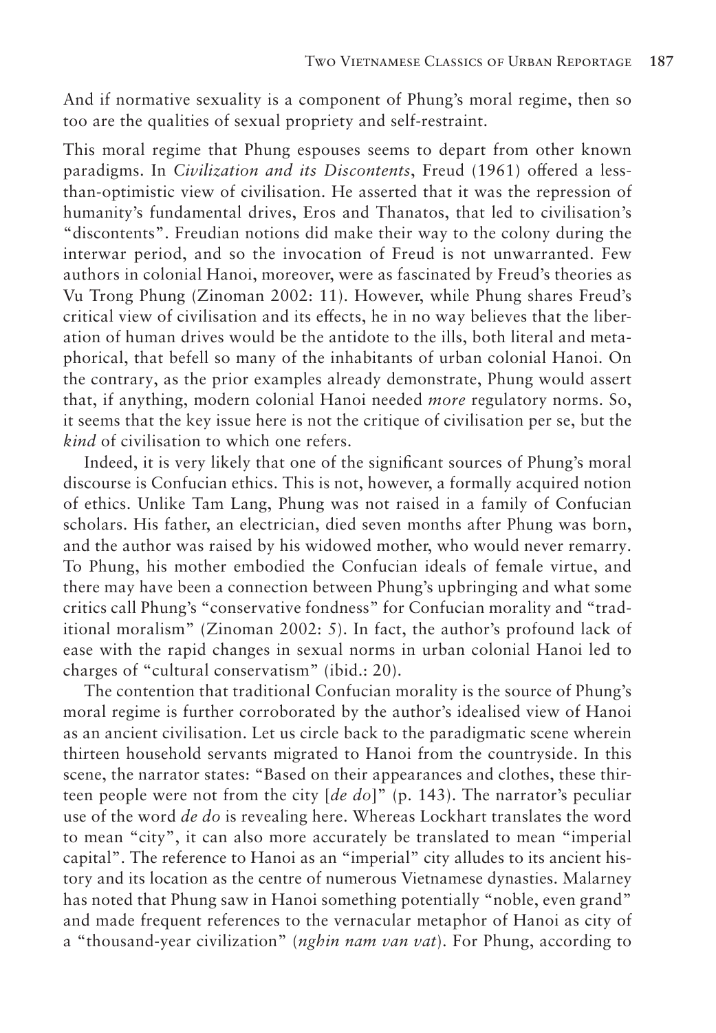And if normative sexuality is a component of Phung's moral regime, then so too are the qualities of sexual propriety and self-restraint.

This moral regime that Phung espouses seems to depart from other known paradigms. In *Civilization and its Discontents*, Freud (1961) offered a less-than-optimistic view of civilisation. He asserted that it was the repression of humanity's fundamental drives, Eros and Thanatos, that led to civilisation's "discontents". Freudian notions did make their way to the colony during the interwar period, and so the invocation of Freud is not unwarranted. Few authors in colonial Hanoi, moreover, were as fascinated by Freud's theories as Vu Trong Phung (Zinoman 2002: 11). However, while Phung shares Freud's critical view of civilisation and its effects, he in no way believes that the liberation of human drives would be the antidote to the ills, both literal and metaphorical, that befell so many of the inhabitants of urban colonial Hanoi. On the contrary, as the prior examples already demonstrate, Phung would assert that, if anything, modern colonial Hanoi needed *more* regulatory norms. So, it seems that the key issue here is not the critique of civilisation per se, but the *kind* of civilisation to which one refers.

Indeed, it is very likely that one of the significant sources of Phung's moral discourse is Confucian ethics. This is not, however, a formally acquired notion of ethics. Unlike Tam Lang, Phung was not raised in a family of Confucian scholars. His father, an electrician, died seven months after Phung was born, and the author was raised by his widowed mother, who would never remarry. To Phung, his mother embodied the Confucian ideals of female virtue, and there may have been a connection between Phung's upbringing and what some critics call Phung's "conservative fondness" for Confucian morality and "traditional moralism" (Zinoman 2002: 5). In fact, the author's profound lack of ease with the rapid changes in sexual norms in urban colonial Hanoi led to charges of "cultural conservatism" (ibid.: 20).

The contention that traditional Confucian morality is the source of Phung's moral regime is further corroborated by the author's idealised view of Hanoi as an ancient civilisation. Let us circle back to the paradigmatic scene wherein thirteen household servants migrated to Hanoi from the countryside. In this scene, the narrator states: "Based on their appearances and clothes, these thirteen people were not from the city [*de do*]" (p. 143). The narrator's peculiar use of the word *de do* is revealing here. Whereas Lockhart translates the word to mean "city", it can also more accurately be translated to mean "imperial capital". The reference to Hanoi as an "imperial" city alludes to its ancient history and its location as the centre of numerous Vietnamese dynasties. Malarney has noted that Phung saw in Hanoi something potentially "noble, even grand" and made frequent references to the vernacular metaphor of Hanoi as city of a "thousand-year civilization" (*nghin nam van vat*). For Phung, according to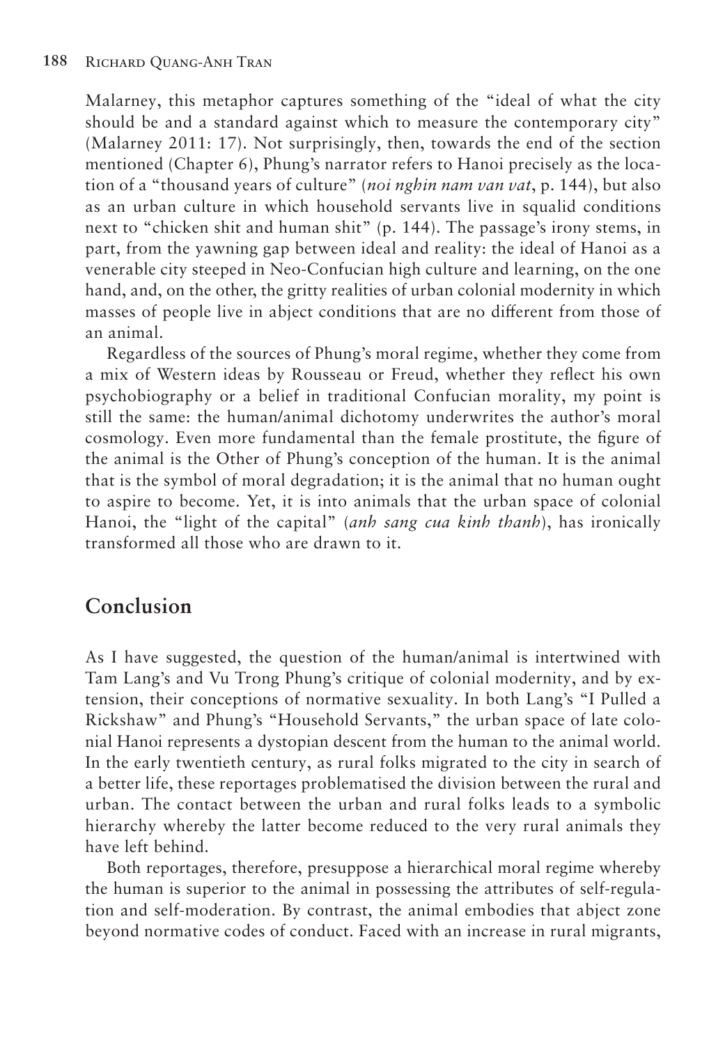Malarney, this metaphor captures something of the "ideal of what the city should be and a standard against which to measure the contemporary city" (Malarney 2011: 17). Not surprisingly, then, towards the end of the section mentioned (Chapter 6), Phung's narrator refers to Hanoi precisely as the location of a "thousand years of culture" (*noi nghin nam van vat*, p. 144), but also as an urban culture in which household servants live in squalid conditions next to "chicken shit and human shit" (p. 144). The passage's irony stems, in part, from the yawning gap between ideal and reality: the ideal of Hanoi as a venerable city steeped in Neo-Confucian high culture and learning, on the one hand, and, on the other, the gritty realities of urban colonial modernity in which masses of people live in abject conditions that are no different from those of an animal.

Regardless of the sources of Phung's moral regime, whether they come from a mix of Western ideas by Rousseau or Freud, whether they reflect his own psychobiography or a belief in traditional Confucian morality, my point is still the same: the human/animal dichotomy underwrites the author's moral cosmology. Even more fundamental than the female prostitute, the figure of the animal is the Other of Phung's conception of the human. It is the animal that is the symbol of moral degradation; it is the animal that no human ought to aspire to become. Yet, it is into animals that the urban space of colonial Hanoi, the "light of the capital" (*anh sang cua kinh thanh*), has ironically transformed all those who are drawn to it.

## Conclusion

As I have suggested, the question of the human/animal is intertwined with Tam Lang's and Vu Trong Phung's critique of colonial modernity, and by extension, their conceptions of normative sexuality. In both Lang's "I Pulled a Rickshaw" and Phung's "Household Servants," the urban space of late colonial Hanoi represents a dystopian descent from the human to the animal world. In the early twentieth century, as rural folks migrated to the city in search of a better life, these reportages problematised the division between the rural and urban. The contact between the urban and rural folks leads to a symbolic hierarchy whereby the latter become reduced to the very rural animals they have left behind.

Both reportages, therefore, presuppose a hierarchical moral regime whereby the human is superior to the animal in possessing the attributes of self-regulation and self-moderation. By contrast, the animal embodies that abject zone beyond normative codes of conduct. Faced with an increase in rural migrants,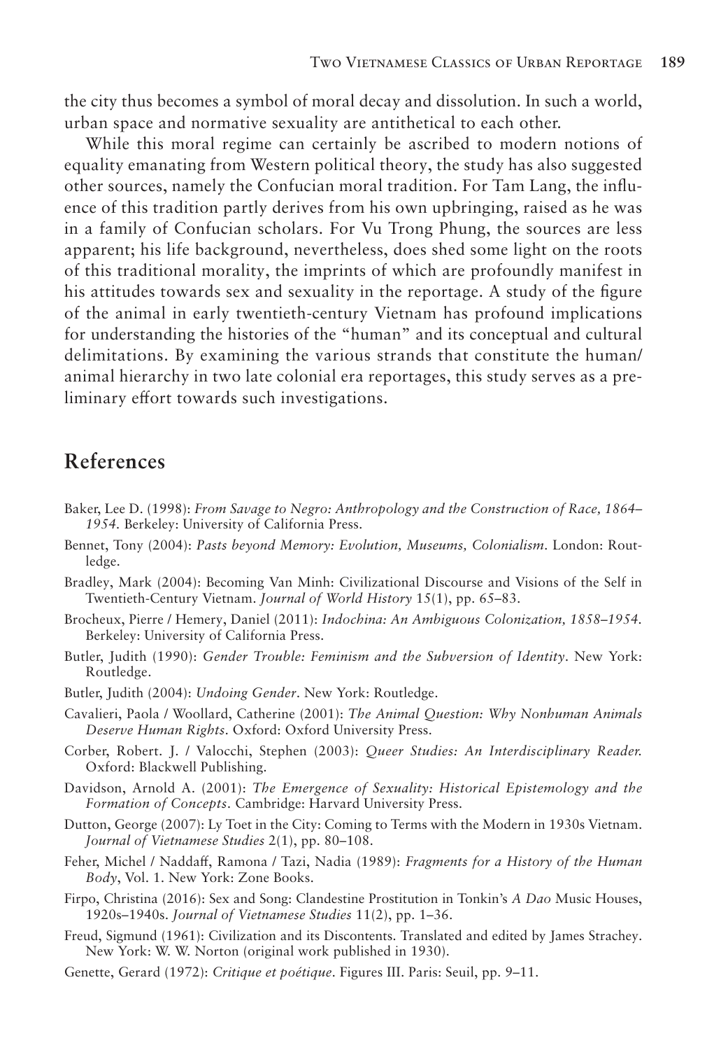the city thus becomes a symbol of moral decay and dissolution. In such a world, urban space and normative sexuality are antithetical to each other.

While this moral regime can certainly be ascribed to modern notions of equality emanating from Western political theory, the study has also suggested other sources, namely the Confucian moral tradition. For Tam Lang, the influence of this tradition partly derives from his own upbringing, raised as he was in a family of Confucian scholars. For Vu Trong Phung, the sources are less apparent; his life background, nevertheless, does shed some light on the roots of this traditional morality, the imprints of which are profoundly manifest in his attitudes towards sex and sexuality in the reportage. A study of the figure of the animal in early twentieth-century Vietnam has profound implications for understanding the histories of the "human" and its conceptual and cultural delimitations. By examining the various strands that constitute the human/animal hierarchy in two late colonial era reportages, this study serves as a preliminary effort towards such investigations.

## References

Baker, Lee D. (1998): *From Savage to Negro: Anthropology and the Construction of Race, 1864–1954*. Berkeley: University of California Press.

Bennet, Tony (2004): *Pasts beyond Memory: Evolution, Museums, Colonialism*. London: Routledge.

Bradley, Mark (2004): Becoming Van Minh: Civilizational Discourse and Visions of the Self in Twentieth-Century Vietnam. *Journal of World History* 15(1), pp. 65–83.

Brocheux, Pierre / Hemery, Daniel (2011): *Indochina: An Ambiguous Colonization, 1858–1954*. Berkeley: University of California Press.

Butler, Judith (1990): *Gender Trouble: Feminism and the Subversion of Identity*. New York: Routledge.

Butler, Judith (2004): *Undoing Gender*. New York: Routledge.

Cavalieri, Paola / Woollard, Catherine (2001): *The Animal Question: Why Nonhuman Animals Deserve Human Rights*. Oxford: Oxford University Press.

Corber, Robert. J. / Valocchi, Stephen (2003): *Queer Studies: An Interdisciplinary Reader*. Oxford: Blackwell Publishing.

Davidson, Arnold A. (2001): *The Emergence of Sexuality: Historical Epistemology and the Formation of Concepts*. Cambridge: Harvard University Press.

Dutton, George (2007): Ly Toet in the City: Coming to Terms with the Modern in 1930s Vietnam. *Journal of Vietnamese Studies* 2(1), pp. 80–108.

Feher, Michel / Naddaff, Ramona / Tazi, Nadia (1989): *Fragments for a History of the Human Body*, Vol. 1. New York: Zone Books.

Firpo, Christina (2016): Sex and Song: Clandestine Prostitution in Tonkin's *A Dao* Music Houses, 1920s–1940s. *Journal of Vietnamese Studies* 11(2), pp. 1–36.

Freud, Sigmund (1961): Civilization and its Discontents. Translated and edited by James Strachey. New York: W. W. Norton (original work published in 1930).

Genette, Gerard (1972): *Critique et poétique*. Figures III. Paris: Seuil, pp. 9–11.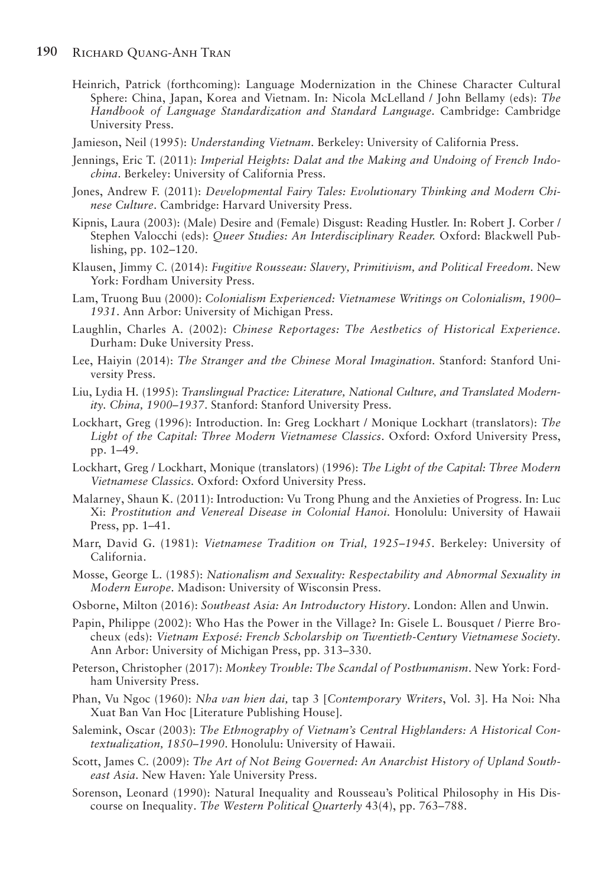Heinrich, Patrick (forthcoming): Language Modernization in the Chinese Character Cultural Sphere: China, Japan, Korea and Vietnam. In: Nicola McLelland / John Bellamy (eds): *The Handbook of Language Standardization and Standard Language*. Cambridge: Cambridge University Press.

Jamieson, Neil (1995): *Understanding Vietnam*. Berkeley: University of California Press.

Jennings, Eric T. (2011): *Imperial Heights: Dalat and the Making and Undoing of French Indochina*. Berkeley: University of California Press.

Jones, Andrew F. (2011): *Developmental Fairy Tales: Evolutionary Thinking and Modern Chinese Culture*. Cambridge: Harvard University Press.

Kipnis, Laura (2003): (Male) Desire and (Female) Disgust: Reading Hustler. In: Robert J. Corber / Stephen Valocchi (eds): *Queer Studies: An Interdisciplinary Reader.* Oxford: Blackwell Publishing, pp. 102–120.

Klausen, Jimmy C. (2014): *Fugitive Rousseau: Slavery, Primitivism, and Political Freedom*. New York: Fordham University Press.

Lam, Truong Buu (2000): *Colonialism Experienced: Vietnamese Writings on Colonialism, 1900–1931*. Ann Arbor: University of Michigan Press.

Laughlin, Charles A. (2002): *Chinese Reportages: The Aesthetics of Historical Experience.* Durham: Duke University Press.

Lee, Haiyin (2014): *The Stranger and the Chinese Moral Imagination.* Stanford: Stanford University Press.

Liu, Lydia H. (1995): *Translingual Practice: Literature, National Culture, and Translated Modernity. China, 1900–1937*. Stanford: Stanford University Press.

Lockhart, Greg (1996): Introduction. In: Greg Lockhart / Monique Lockhart (translators): *The Light of the Capital: Three Modern Vietnamese Classics*. Oxford: Oxford University Press, pp. 1–49.

Lockhart, Greg / Lockhart, Monique (translators) (1996): *The Light of the Capital: Three Modern Vietnamese Classics.* Oxford: Oxford University Press.

Malarney, Shaun K. (2011): Introduction: Vu Trong Phung and the Anxieties of Progress. In: Luc Xi: *Prostitution and Venereal Disease in Colonial Hanoi.* Honolulu: University of Hawaii Press, pp. 1–41.

Marr, David G. (1981): *Vietnamese Tradition on Trial, 1925–1945*. Berkeley: University of California.

Mosse, George L. (1985): *Nationalism and Sexuality: Respectability and Abnormal Sexuality in Modern Europe*. Madison: University of Wisconsin Press.

Osborne, Milton (2016): *Southeast Asia: An Introductory History*. London: Allen and Unwin.

Papin, Philippe (2002): Who Has the Power in the Village? In: Gisele L. Bousquet / Pierre Brocheux (eds): *Vietnam Exposé: French Scholarship on Twentieth-Century Vietnamese Society.* Ann Arbor: University of Michigan Press, pp. 313–330.

Peterson, Christopher (2017): *Monkey Trouble: The Scandal of Posthumanism*. New York: Fordham University Press.

Phan, Vu Ngoc (1960): *Nha van hien dai,* tap 3 [*Contemporary Writers*, Vol. 3]. Ha Noi: Nha Xuat Ban Van Hoc [Literature Publishing House].

Salemink, Oscar (2003): *The Ethnography of Vietnam's Central Highlanders: A Historical Contextualization, 1850–1990*. Honolulu: University of Hawaii.

Scott, James C. (2009): *The Art of Not Being Governed: An Anarchist History of Upland Southeast Asia.* New Haven: Yale University Press.

Sorenson, Leonard (1990): Natural Inequality and Rousseau's Political Philosophy in His Discourse on Inequality. *The Western Political Quarterly* 43(4), pp. 763–788.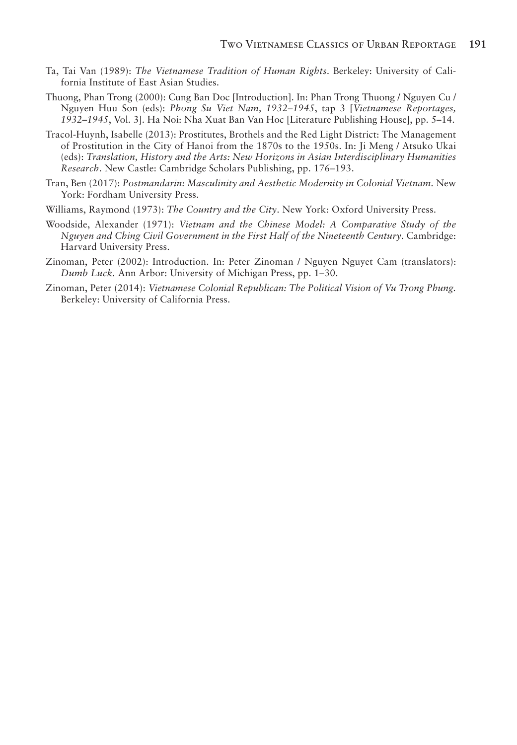Ta, Tai Van (1989): *The Vietnamese Tradition of Human Rights*. Berkeley: University of California Institute of East Asian Studies.

Thuong, Phan Trong (2000): Cung Ban Doc [Introduction]. In: Phan Trong Thuong / Nguyen Cu / Nguyen Huu Son (eds): *Phong Su Viet Nam, 1932–1945*, tap 3 [*Vietnamese Reportages, 1932–1945*, Vol. 3]. Ha Noi: Nha Xuat Ban Van Hoc [Literature Publishing House], pp. 5–14.

Tracol-Huynh, Isabelle (2013): Prostitutes, Brothels and the Red Light District: The Management of Prostitution in the City of Hanoi from the 1870s to the 1950s. In: Ji Meng / Atsuko Ukai (eds): *Translation, History and the Arts: New Horizons in Asian Interdisciplinary Humanities Research*. New Castle: Cambridge Scholars Publishing, pp. 176–193.

Tran, Ben (2017): *Postmandarin: Masculinity and Aesthetic Modernity in Colonial Vietnam*. New York: Fordham University Press.

Williams, Raymond (1973): *The Country and the City*. New York: Oxford University Press.

Woodside, Alexander (1971): *Vietnam and the Chinese Model: A Comparative Study of the Nguyen and Ching Civil Government in the First Half of the Nineteenth Century*. Cambridge: Harvard University Press.

Zinoman, Peter (2002): Introduction. In: Peter Zinoman / Nguyen Nguyet Cam (translators): *Dumb Luck*. Ann Arbor: University of Michigan Press, pp. 1–30.

Zinoman, Peter (2014): *Vietnamese Colonial Republican: The Political Vision of Vu Trong Phung*. Berkeley: University of California Press.